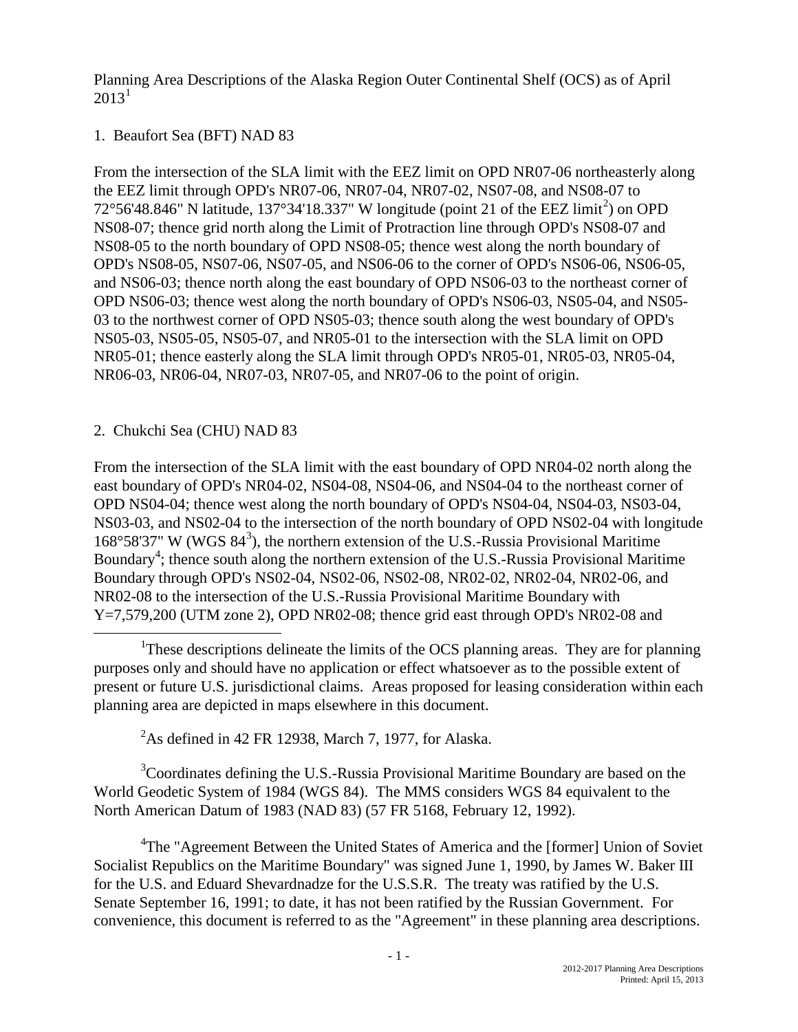Planning Area Descriptions of the Alaska Region Outer Continental Shelf (OCS) as of April 2013[1]

## 1. Beaufort Sea (BFT) NAD 83

From the intersection of the SLA limit with the EEZ limit on OPD NR07-06 northeasterly along the EEZ limit through OPD's NR07-06, NR07-04, NR07-02, NS07-08, and NS08-07 to 72°56'48.846" N latitude, 137°34'18.337" W longitude (point 21 of the EEZ limit[2]) on OPD NS08-07; thence grid north along the Limit of Protraction line through OPD's NS08-07 and NS08-05 to the north boundary of OPD NS08-05; thence west along the north boundary of OPD's NS08-05, NS07-06, NS07-05, and NS06-06 to the corner of OPD's NS06-06, NS06-05, and NS06-03; thence north along the east boundary of OPD NS06-03 to the northeast corner of OPD NS06-03; thence west along the north boundary of OPD's NS06-03, NS05-04, and NS05-03 to the northwest corner of OPD NS05-03; thence south along the west boundary of OPD's NS05-03, NS05-05, NS05-07, and NR05-01 to the intersection with the SLA limit on OPD NR05-01; thence easterly along the SLA limit through OPD's NR05-01, NR05-03, NR05-04, NR06-03, NR06-04, NR07-03, NR07-05, and NR07-06 to the point of origin.

## 2. Chukchi Sea (CHU) NAD 83

From the intersection of the SLA limit with the east boundary of OPD NR04-02 north along the east boundary of OPD's NR04-02, NS04-08, NS04-06, and NS04-04 to the northeast corner of OPD NS04-04; thence west along the north boundary of OPD's NS04-04, NS04-03, NS03-04, NS03-03, and NS02-04 to the intersection of the north boundary of OPD NS02-04 with longitude 168°58'37" W (WGS 84[3]), the northern extension of the U.S.-Russia Provisional Maritime Boundary[4]; thence south along the northern extension of the U.S.-Russia Provisional Maritime Boundary through OPD's NS02-04, NS02-06, NS02-08, NR02-02, NR02-04, NR02-06, and NR02-08 to the intersection of the U.S.-Russia Provisional Maritime Boundary with Y=7,579,200 (UTM zone 2), OPD NR02-08; thence grid east through OPD's NR02-08 and

---

[1]These descriptions delineate the limits of the OCS planning areas. They are for planning purposes only and should have no application or effect whatsoever as to the possible extent of present or future U.S. jurisdictional claims. Areas proposed for leasing consideration within each planning area are depicted in maps elsewhere in this document.

[2]As defined in 42 FR 12938, March 7, 1977, for Alaska.

[3]Coordinates defining the U.S.-Russia Provisional Maritime Boundary are based on the World Geodetic System of 1984 (WGS 84). The MMS considers WGS 84 equivalent to the North American Datum of 1983 (NAD 83) (57 FR 5168, February 12, 1992).

[4]The "Agreement Between the United States of America and the [former] Union of Soviet Socialist Republics on the Maritime Boundary" was signed June 1, 1990, by James W. Baker III for the U.S. and Eduard Shevardnadze for the U.S.S.R. The treaty was ratified by the U.S. Senate September 16, 1991; to date, it has not been ratified by the Russian Government. For convenience, this document is referred to as the "Agreement" in these planning area descriptions.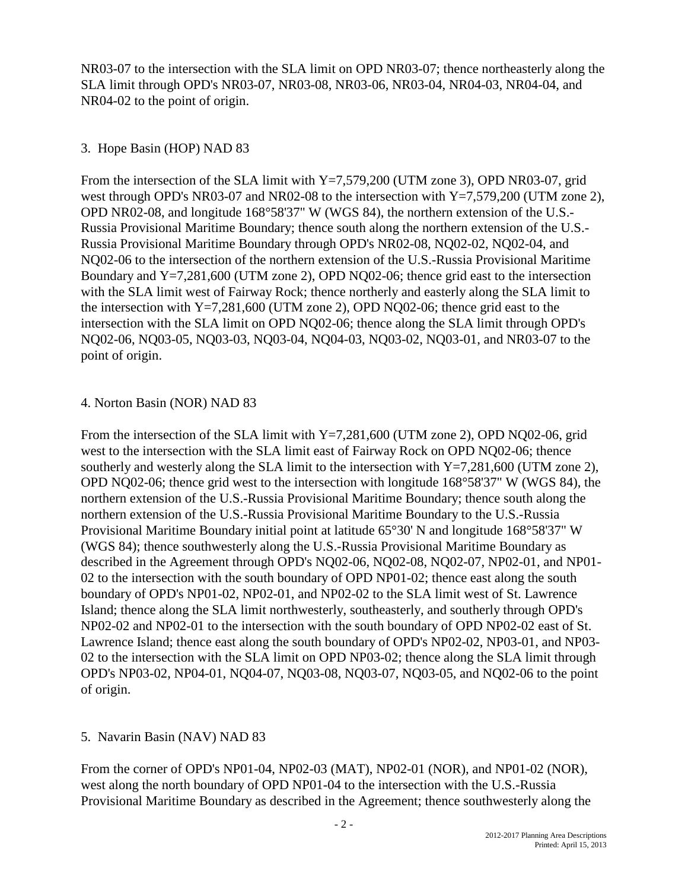NR03-07 to the intersection with the SLA limit on OPD NR03-07; thence northeasterly along the SLA limit through OPD's NR03-07, NR03-08, NR03-06, NR03-04, NR04-03, NR04-04, and NR04-02 to the point of origin.

3. Hope Basin (HOP) NAD 83

From the intersection of the SLA limit with Y=7,579,200 (UTM zone 3), OPD NR03-07, grid west through OPD's NR03-07 and NR02-08 to the intersection with Y=7,579,200 (UTM zone 2), OPD NR02-08, and longitude 168°58'37" W (WGS 84), the northern extension of the U.S.-Russia Provisional Maritime Boundary; thence south along the northern extension of the U.S.-Russia Provisional Maritime Boundary through OPD's NR02-08, NQ02-02, NQ02-04, and NQ02-06 to the intersection of the northern extension of the U.S.-Russia Provisional Maritime Boundary and Y=7,281,600 (UTM zone 2), OPD NQ02-06; thence grid east to the intersection with the SLA limit west of Fairway Rock; thence northerly and easterly along the SLA limit to the intersection with Y=7,281,600 (UTM zone 2), OPD NQ02-06; thence grid east to the intersection with the SLA limit on OPD NQ02-06; thence along the SLA limit through OPD's NQ02-06, NQ03-05, NQ03-03, NQ03-04, NQ04-03, NQ03-02, NQ03-01, and NR03-07 to the point of origin.

4. Norton Basin (NOR) NAD 83

From the intersection of the SLA limit with Y=7,281,600 (UTM zone 2), OPD NQ02-06, grid west to the intersection with the SLA limit east of Fairway Rock on OPD NQ02-06; thence southerly and westerly along the SLA limit to the intersection with Y=7,281,600 (UTM zone 2), OPD NQ02-06; thence grid west to the intersection with longitude 168°58'37" W (WGS 84), the northern extension of the U.S.-Russia Provisional Maritime Boundary; thence south along the northern extension of the U.S.-Russia Provisional Maritime Boundary to the U.S.-Russia Provisional Maritime Boundary initial point at latitude 65°30' N and longitude 168°58'37" W (WGS 84); thence southwesterly along the U.S.-Russia Provisional Maritime Boundary as described in the Agreement through OPD's NQ02-06, NQ02-08, NQ02-07, NP02-01, and NP01-02 to the intersection with the south boundary of OPD NP01-02; thence east along the south boundary of OPD's NP01-02, NP02-01, and NP02-02 to the SLA limit west of St. Lawrence Island; thence along the SLA limit northwesterly, southeasterly, and southerly through OPD's NP02-02 and NP02-01 to the intersection with the south boundary of OPD NP02-02 east of St. Lawrence Island; thence east along the south boundary of OPD's NP02-02, NP03-01, and NP03-02 to the intersection with the SLA limit on OPD NP03-02; thence along the SLA limit through OPD's NP03-02, NP04-01, NQ04-07, NQ03-08, NQ03-07, NQ03-05, and NQ02-06 to the point of origin.

5. Navarin Basin (NAV) NAD 83

From the corner of OPD's NP01-04, NP02-03 (MAT), NP02-01 (NOR), and NP01-02 (NOR), west along the north boundary of OPD NP01-04 to the intersection with the U.S.-Russia Provisional Maritime Boundary as described in the Agreement; thence southwesterly along the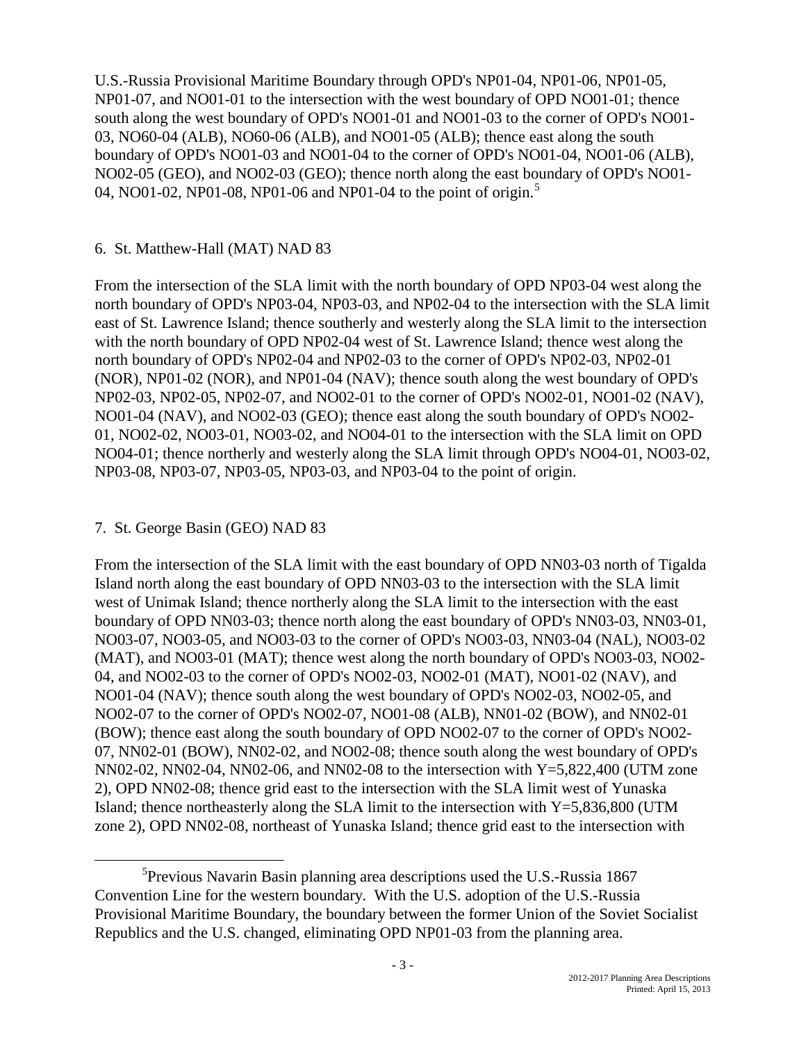U.S.-Russia Provisional Maritime Boundary through OPD's NP01-04, NP01-06, NP01-05, NP01-07, and NO01-01 to the intersection with the west boundary of OPD NO01-01; thence south along the west boundary of OPD's NO01-01 and NO01-03 to the corner of OPD's NO01-03, NO60-04 (ALB), NO60-06 (ALB), and NO01-05 (ALB); thence east along the south boundary of OPD's NO01-03 and NO01-04 to the corner of OPD's NO01-04, NO01-06 (ALB), NO02-05 (GEO), and NO02-03 (GEO); thence north along the east boundary of OPD's NO01-04, NO01-02, NP01-08, NP01-06 and NP01-04 to the point of origin.[5]

6. St. Matthew-Hall (MAT) NAD 83

From the intersection of the SLA limit with the north boundary of OPD NP03-04 west along the north boundary of OPD's NP03-04, NP03-03, and NP02-04 to the intersection with the SLA limit east of St. Lawrence Island; thence southerly and westerly along the SLA limit to the intersection with the north boundary of OPD NP02-04 west of St. Lawrence Island; thence west along the north boundary of OPD's NP02-04 and NP02-03 to the corner of OPD's NP02-03, NP02-01 (NOR), NP01-02 (NOR), and NP01-04 (NAV); thence south along the west boundary of OPD's NP02-03, NP02-05, NP02-07, and NO02-01 to the corner of OPD's NO02-01, NO01-02 (NAV), NO01-04 (NAV), and NO02-03 (GEO); thence east along the south boundary of OPD's NO02-01, NO02-02, NO03-01, NO03-02, and NO04-01 to the intersection with the SLA limit on OPD NO04-01; thence northerly and westerly along the SLA limit through OPD's NO04-01, NO03-02, NP03-08, NP03-07, NP03-05, NP03-03, and NP03-04 to the point of origin.

7. St. George Basin (GEO) NAD 83

From the intersection of the SLA limit with the east boundary of OPD NN03-03 north of Tigalda Island north along the east boundary of OPD NN03-03 to the intersection with the SLA limit west of Unimak Island; thence northerly along the SLA limit to the intersection with the east boundary of OPD NN03-03; thence north along the east boundary of OPD's NN03-03, NN03-01, NO03-07, NO03-05, and NO03-03 to the corner of OPD's NO03-03, NN03-04 (NAL), NO03-02 (MAT), and NO03-01 (MAT); thence west along the north boundary of OPD's NO03-03, NO02-04, and NO02-03 to the corner of OPD's NO02-03, NO02-01 (MAT), NO01-02 (NAV), and NO01-04 (NAV); thence south along the west boundary of OPD's NO02-03, NO02-05, and NO02-07 to the corner of OPD's NO02-07, NO01-08 (ALB), NN01-02 (BOW), and NN02-01 (BOW); thence east along the south boundary of OPD NO02-07 to the corner of OPD's NO02-07, NN02-01 (BOW), NN02-02, and NO02-08; thence south along the west boundary of OPD's NN02-02, NN02-04, NN02-06, and NN02-08 to the intersection with Y=5,822,400 (UTM zone 2), OPD NN02-08; thence grid east to the intersection with the SLA limit west of Yunaska Island; thence northeasterly along the SLA limit to the intersection with Y=5,836,800 (UTM zone 2), OPD NN02-08, northeast of Yunaska Island; thence grid east to the intersection with

[5] Previous Navarin Basin planning area descriptions used the U.S.-Russia 1867 Convention Line for the western boundary. With the U.S. adoption of the U.S.-Russia Provisional Maritime Boundary, the boundary between the former Union of the Soviet Socialist Republics and the U.S. changed, eliminating OPD NP01-03 from the planning area.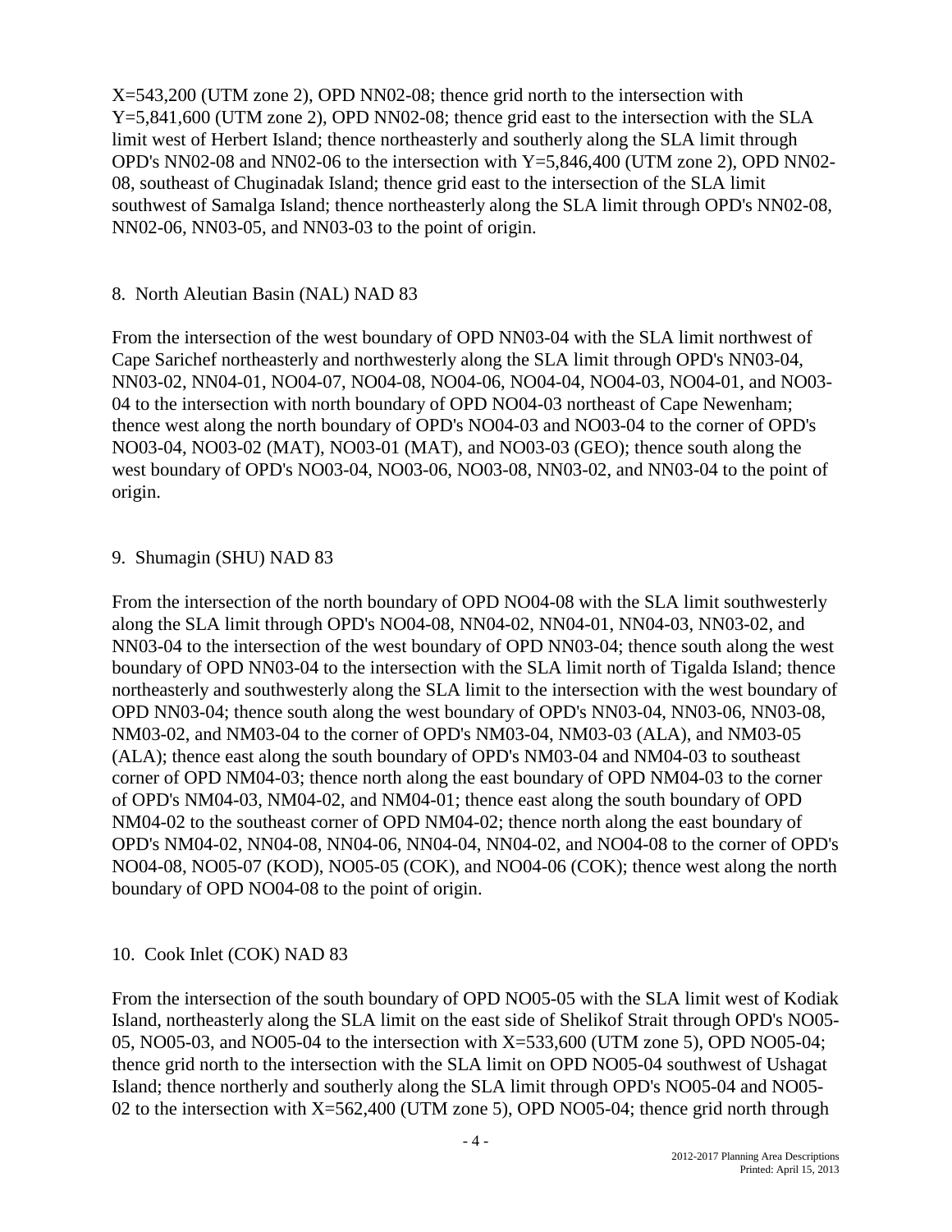X=543,200 (UTM zone 2), OPD NN02-08; thence grid north to the intersection with Y=5,841,600 (UTM zone 2), OPD NN02-08; thence grid east to the intersection with the SLA limit west of Herbert Island; thence northeasterly and southerly along the SLA limit through OPD's NN02-08 and NN02-06 to the intersection with Y=5,846,400 (UTM zone 2), OPD NN02-08, southeast of Chuginadak Island; thence grid east to the intersection of the SLA limit southwest of Samalga Island; thence northeasterly along the SLA limit through OPD's NN02-08, NN02-06, NN03-05, and NN03-03 to the point of origin.

## 8. North Aleutian Basin (NAL) NAD 83

From the intersection of the west boundary of OPD NN03-04 with the SLA limit northwest of Cape Sarichef northeasterly and northwesterly along the SLA limit through OPD's NN03-04, NN03-02, NN04-01, NO04-07, NO04-08, NO04-06, NO04-04, NO04-03, NO04-01, and NO03-04 to the intersection with north boundary of OPD NO04-03 northeast of Cape Newenham; thence west along the north boundary of OPD's NO04-03 and NO03-04 to the corner of OPD's NO03-04, NO03-02 (MAT), NO03-01 (MAT), and NO03-03 (GEO); thence south along the west boundary of OPD's NO03-04, NO03-06, NO03-08, NN03-02, and NN03-04 to the point of origin.

## 9. Shumagin (SHU) NAD 83

From the intersection of the north boundary of OPD NO04-08 with the SLA limit southwesterly along the SLA limit through OPD's NO04-08, NN04-02, NN04-01, NN04-03, NN03-02, and NN03-04 to the intersection of the west boundary of OPD NN03-04; thence south along the west boundary of OPD NN03-04 to the intersection with the SLA limit north of Tigalda Island; thence northeasterly and southwesterly along the SLA limit to the intersection with the west boundary of OPD NN03-04; thence south along the west boundary of OPD's NN03-04, NN03-06, NN03-08, NM03-02, and NM03-04 to the corner of OPD's NM03-04, NM03-03 (ALA), and NM03-05 (ALA); thence east along the south boundary of OPD's NM03-04 and NM04-03 to southeast corner of OPD NM04-03; thence north along the east boundary of OPD NM04-03 to the corner of OPD's NM04-03, NM04-02, and NM04-01; thence east along the south boundary of OPD NM04-02 to the southeast corner of OPD NM04-02; thence north along the east boundary of OPD's NM04-02, NN04-08, NN04-06, NN04-04, NN04-02, and NO04-08 to the corner of OPD's NO04-08, NO05-07 (KOD), NO05-05 (COK), and NO04-06 (COK); thence west along the north boundary of OPD NO04-08 to the point of origin.

## 10. Cook Inlet (COK) NAD 83

From the intersection of the south boundary of OPD NO05-05 with the SLA limit west of Kodiak Island, northeasterly along the SLA limit on the east side of Shelikof Strait through OPD's NO05-05, NO05-03, and NO05-04 to the intersection with X=533,600 (UTM zone 5), OPD NO05-04; thence grid north to the intersection with the SLA limit on OPD NO05-04 southwest of Ushagat Island; thence northerly and southerly along the SLA limit through OPD's NO05-04 and NO05-02 to the intersection with X=562,400 (UTM zone 5), OPD NO05-04; thence grid north through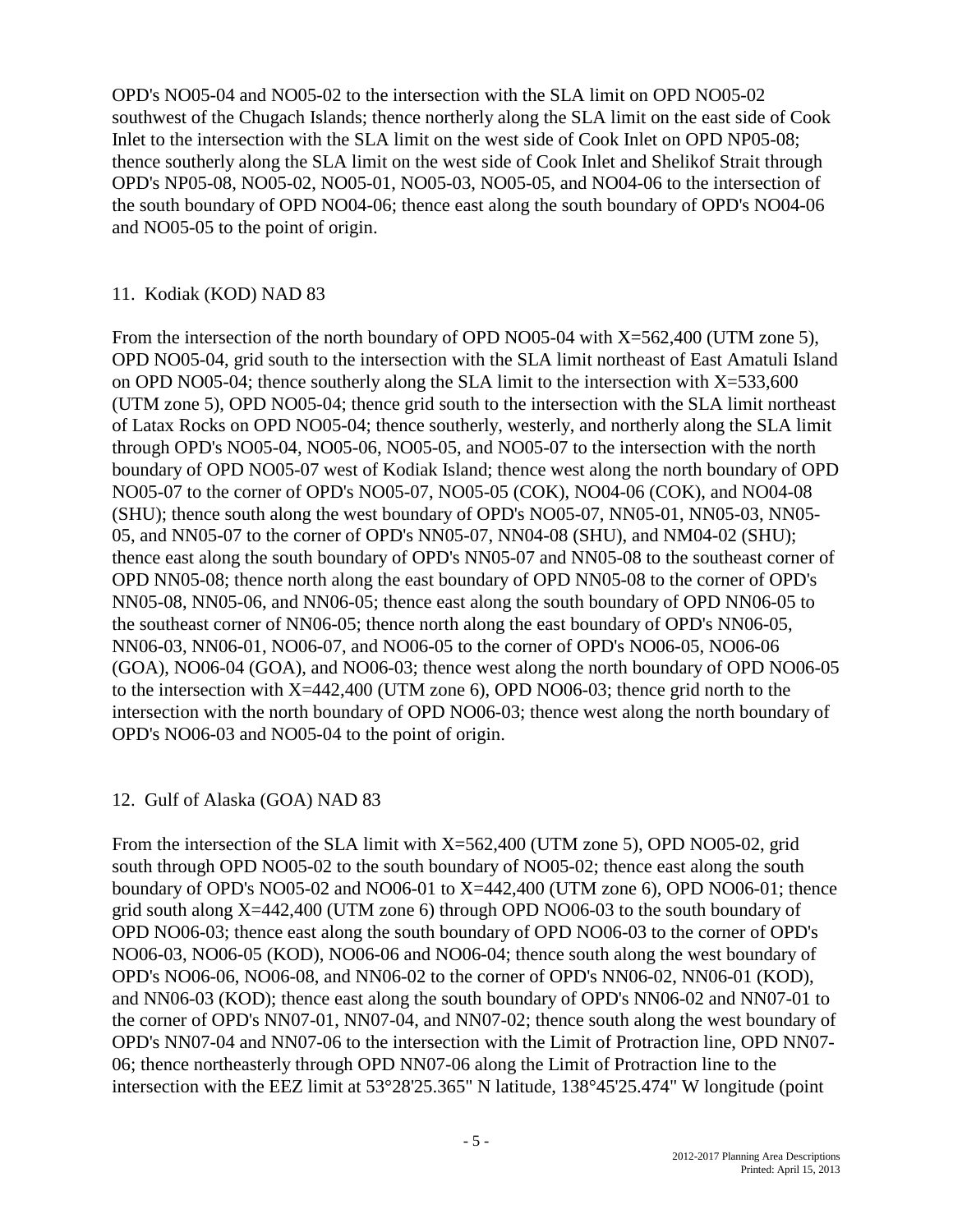OPD's NO05-04 and NO05-02 to the intersection with the SLA limit on OPD NO05-02 southwest of the Chugach Islands; thence northerly along the SLA limit on the east side of Cook Inlet to the intersection with the SLA limit on the west side of Cook Inlet on OPD NP05-08; thence southerly along the SLA limit on the west side of Cook Inlet and Shelikof Strait through OPD's NP05-08, NO05-02, NO05-01, NO05-03, NO05-05, and NO04-06 to the intersection of the south boundary of OPD NO04-06; thence east along the south boundary of OPD's NO04-06 and NO05-05 to the point of origin.

11. Kodiak (KOD) NAD 83

From the intersection of the north boundary of OPD NO05-04 with X=562,400 (UTM zone 5), OPD NO05-04, grid south to the intersection with the SLA limit northeast of East Amatuli Island on OPD NO05-04; thence southerly along the SLA limit to the intersection with X=533,600 (UTM zone 5), OPD NO05-04; thence grid south to the intersection with the SLA limit northeast of Latax Rocks on OPD NO05-04; thence southerly, westerly, and northerly along the SLA limit through OPD's NO05-04, NO05-06, NO05-05, and NO05-07 to the intersection with the north boundary of OPD NO05-07 west of Kodiak Island; thence west along the north boundary of OPD NO05-07 to the corner of OPD's NO05-07, NO05-05 (COK), NO04-06 (COK), and NO04-08 (SHU); thence south along the west boundary of OPD's NO05-07, NN05-01, NN05-03, NN05-05, and NN05-07 to the corner of OPD's NN05-07, NN04-08 (SHU), and NM04-02 (SHU); thence east along the south boundary of OPD's NN05-07 and NN05-08 to the southeast corner of OPD NN05-08; thence north along the east boundary of OPD NN05-08 to the corner of OPD's NN05-08, NN05-06, and NN06-05; thence east along the south boundary of OPD NN06-05 to the southeast corner of NN06-05; thence north along the east boundary of OPD's NN06-05, NN06-03, NN06-01, NO06-07, and NO06-05 to the corner of OPD's NO06-05, NO06-06 (GOA), NO06-04 (GOA), and NO06-03; thence west along the north boundary of OPD NO06-05 to the intersection with X=442,400 (UTM zone 6), OPD NO06-03; thence grid north to the intersection with the north boundary of OPD NO06-03; thence west along the north boundary of OPD's NO06-03 and NO05-04 to the point of origin.

12. Gulf of Alaska (GOA) NAD 83

From the intersection of the SLA limit with X=562,400 (UTM zone 5), OPD NO05-02, grid south through OPD NO05-02 to the south boundary of NO05-02; thence east along the south boundary of OPD's NO05-02 and NO06-01 to X=442,400 (UTM zone 6), OPD NO06-01; thence grid south along X=442,400 (UTM zone 6) through OPD NO06-03 to the south boundary of OPD NO06-03; thence east along the south boundary of OPD NO06-03 to the corner of OPD's NO06-03, NO06-05 (KOD), NO06-06 and NO06-04; thence south along the west boundary of OPD's NO06-06, NO06-08, and NN06-02 to the corner of OPD's NN06-02, NN06-01 (KOD), and NN06-03 (KOD); thence east along the south boundary of OPD's NN06-02 and NN07-01 to the corner of OPD's NN07-01, NN07-04, and NN07-02; thence south along the west boundary of OPD's NN07-04 and NN07-06 to the intersection with the Limit of Protraction line, OPD NN07-06; thence northeasterly through OPD NN07-06 along the Limit of Protraction line to the intersection with the EEZ limit at 53°28'25.365" N latitude, 138°45'25.474" W longitude (point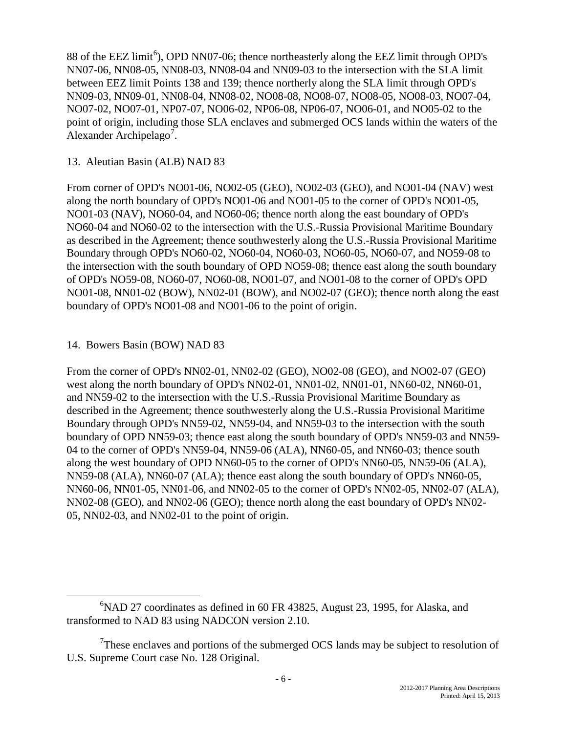88 of the EEZ limit[6]), OPD NN07-06; thence northeasterly along the EEZ limit through OPD's NN07-06, NN08-05, NN08-03, NN08-04 and NN09-03 to the intersection with the SLA limit between EEZ limit Points 138 and 139; thence northerly along the SLA limit through OPD's NN09-03, NN09-01, NN08-04, NN08-02, NO08-08, NO08-07, NO08-05, NO08-03, NO07-04, NO07-02, NO07-01, NP07-07, NO06-02, NP06-08, NP06-07, NO06-01, and NO05-02 to the point of origin, including those SLA enclaves and submerged OCS lands within the waters of the Alexander Archipelago[7].

13. Aleutian Basin (ALB) NAD 83

From corner of OPD's NO01-06, NO02-05 (GEO), NO02-03 (GEO), and NO01-04 (NAV) west along the north boundary of OPD's NO01-06 and NO01-05 to the corner of OPD's NO01-05, NO01-03 (NAV), NO60-04, and NO60-06; thence north along the east boundary of OPD's NO60-04 and NO60-02 to the intersection with the U.S.-Russia Provisional Maritime Boundary as described in the Agreement; thence southwesterly along the U.S.-Russia Provisional Maritime Boundary through OPD's NO60-02, NO60-04, NO60-03, NO60-05, NO60-07, and NO59-08 to the intersection with the south boundary of OPD NO59-08; thence east along the south boundary of OPD's NO59-08, NO60-07, NO60-08, NO01-07, and NO01-08 to the corner of OPD's OPD NO01-08, NN01-02 (BOW), NN02-01 (BOW), and NO02-07 (GEO); thence north along the east boundary of OPD's NO01-08 and NO01-06 to the point of origin.

14. Bowers Basin (BOW) NAD 83

From the corner of OPD's NN02-01, NN02-02 (GEO), NO02-08 (GEO), and NO02-07 (GEO) west along the north boundary of OPD's NN02-01, NN01-02, NN01-01, NN60-02, NN60-01, and NN59-02 to the intersection with the U.S.-Russia Provisional Maritime Boundary as described in the Agreement; thence southwesterly along the U.S.-Russia Provisional Maritime Boundary through OPD's NN59-02, NN59-04, and NN59-03 to the intersection with the south boundary of OPD NN59-03; thence east along the south boundary of OPD's NN59-03 and NN59-04 to the corner of OPD's NN59-04, NN59-06 (ALA), NN60-05, and NN60-03; thence south along the west boundary of OPD NN60-05 to the corner of OPD's NN60-05, NN59-06 (ALA), NN59-08 (ALA), NN60-07 (ALA); thence east along the south boundary of OPD's NN60-05, NN60-06, NN01-05, NN01-06, and NN02-05 to the corner of OPD's NN02-05, NN02-07 (ALA), NN02-08 (GEO), and NN02-06 (GEO); thence north along the east boundary of OPD's NN02-05, NN02-03, and NN02-01 to the point of origin.

[6] NAD 27 coordinates as defined in 60 FR 43825, August 23, 1995, for Alaska, and transformed to NAD 83 using NADCON version 2.10.

[7] These enclaves and portions of the submerged OCS lands may be subject to resolution of U.S. Supreme Court case No. 128 Original.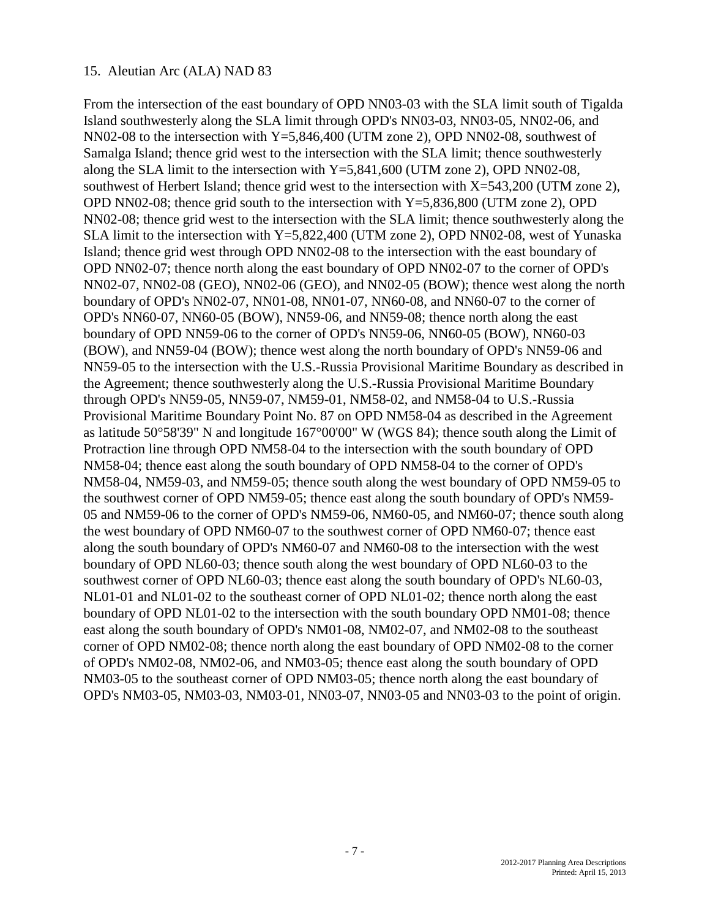15. Aleutian Arc (ALA) NAD 83

From the intersection of the east boundary of OPD NN03-03 with the SLA limit south of Tigalda Island southwesterly along the SLA limit through OPD's NN03-03, NN03-05, NN02-06, and NN02-08 to the intersection with Y=5,846,400 (UTM zone 2), OPD NN02-08, southwest of Samalga Island; thence grid west to the intersection with the SLA limit; thence southwesterly along the SLA limit to the intersection with Y=5,841,600 (UTM zone 2), OPD NN02-08, southwest of Herbert Island; thence grid west to the intersection with X=543,200 (UTM zone 2), OPD NN02-08; thence grid south to the intersection with Y=5,836,800 (UTM zone 2), OPD NN02-08; thence grid west to the intersection with the SLA limit; thence southwesterly along the SLA limit to the intersection with Y=5,822,400 (UTM zone 2), OPD NN02-08, west of Yunaska Island; thence grid west through OPD NN02-08 to the intersection with the east boundary of OPD NN02-07; thence north along the east boundary of OPD NN02-07 to the corner of OPD's NN02-07, NN02-08 (GEO), NN02-06 (GEO), and NN02-05 (BOW); thence west along the north boundary of OPD's NN02-07, NN01-08, NN01-07, NN60-08, and NN60-07 to the corner of OPD's NN60-07, NN60-05 (BOW), NN59-06, and NN59-08; thence north along the east boundary of OPD NN59-06 to the corner of OPD's NN59-06, NN60-05 (BOW), NN60-03 (BOW), and NN59-04 (BOW); thence west along the north boundary of OPD's NN59-06 and NN59-05 to the intersection with the U.S.-Russia Provisional Maritime Boundary as described in the Agreement; thence southwesterly along the U.S.-Russia Provisional Maritime Boundary through OPD's NN59-05, NN59-07, NM59-01, NM58-02, and NM58-04 to U.S.-Russia Provisional Maritime Boundary Point No. 87 on OPD NM58-04 as described in the Agreement as latitude 50°58'39" N and longitude 167°00'00" W (WGS 84); thence south along the Limit of Protraction line through OPD NM58-04 to the intersection with the south boundary of OPD NM58-04; thence east along the south boundary of OPD NM58-04 to the corner of OPD's NM58-04, NM59-03, and NM59-05; thence south along the west boundary of OPD NM59-05 to the southwest corner of OPD NM59-05; thence east along the south boundary of OPD's NM59-05 and NM59-06 to the corner of OPD's NM59-06, NM60-05, and NM60-07; thence south along the west boundary of OPD NM60-07 to the southwest corner of OPD NM60-07; thence east along the south boundary of OPD's NM60-07 and NM60-08 to the intersection with the west boundary of OPD NL60-03; thence south along the west boundary of OPD NL60-03 to the southwest corner of OPD NL60-03; thence east along the south boundary of OPD's NL60-03, NL01-01 and NL01-02 to the southeast corner of OPD NL01-02; thence north along the east boundary of OPD NL01-02 to the intersection with the south boundary OPD NM01-08; thence east along the south boundary of OPD's NM01-08, NM02-07, and NM02-08 to the southeast corner of OPD NM02-08; thence north along the east boundary of OPD NM02-08 to the corner of OPD's NM02-08, NM02-06, and NM03-05; thence east along the south boundary of OPD NM03-05 to the southeast corner of OPD NM03-05; thence north along the east boundary of OPD's NM03-05, NM03-03, NM03-01, NN03-07, NN03-05 and NN03-03 to the point of origin.